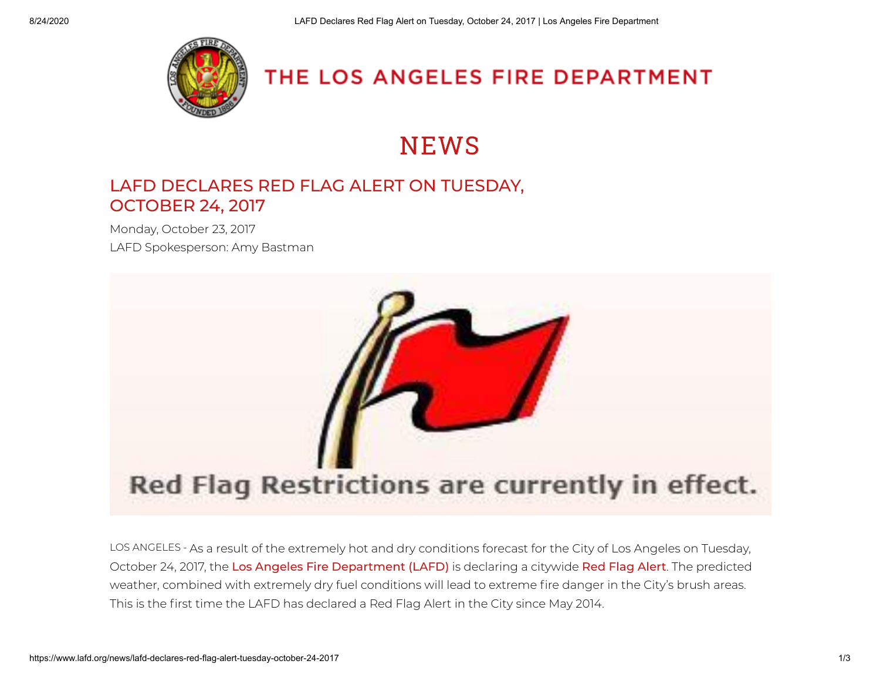# THE LOS ANGELES FIRE DEPARTMENT

## NEWS

### LAFD DECLARES RED FLAG ALERT ON TUESDAY, OCTOBER 24, 2017

Monday, October 23, 2017

LAFD Spokesperson: Amy Bastman

Red Flag Restrictions are currently in effect.

LOS ANGELES - As a result of the extremely hot and dry conditions forecast for the City of Los Angeles on Tuesday, October 24, 2017, the Los Angeles Fire Department (LAFD) is declaring a citywide Red Flag Alert. The predicted weather, combined with extremely dry fuel conditions will lead to extreme fire danger in the City's brush areas. This is the first time the LAFD has declared a Red Flag Alert in the City since May 2014.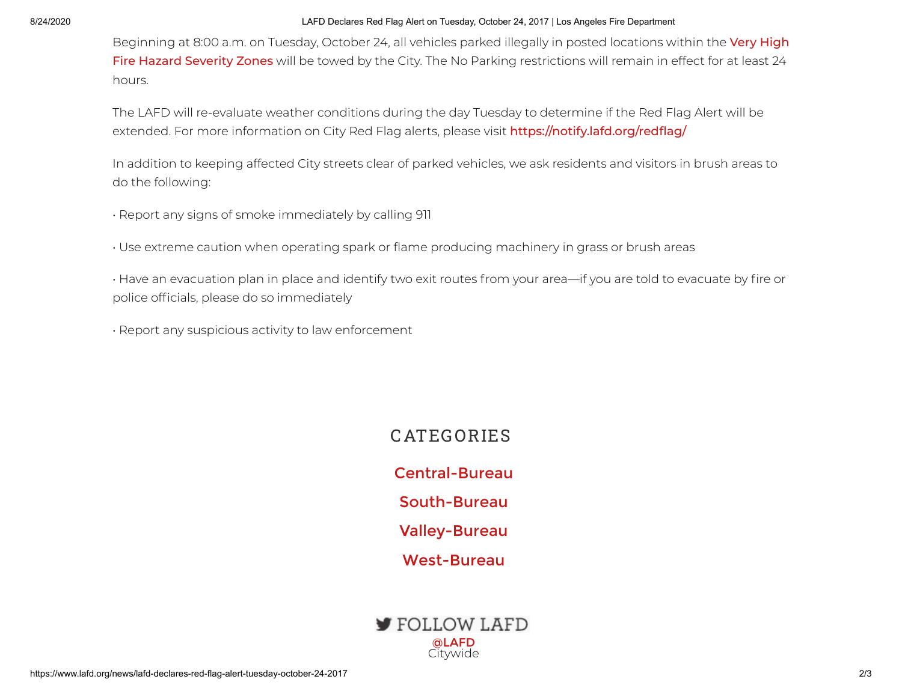Beginning at 8:00 a.m. on Tuesday, October 24, all vehicles parked illegally in posted locations within the Very High Fire Hazard Severity Zones will be towed by the City. The No Parking restrictions will remain in effect for at least 24 hours.

The LAFD will re-evaluate weather conditions during the day Tuesday to determine if the Red Flag Alert will be extended. For more information on City Red Flag alerts, please visit https://notify.lafd.org/redflag/

In addition to keeping affected City streets clear of parked vehicles, we ask residents and visitors in brush areas to do the following:

• Report any signs of smoke immediately by calling 911

• Use extreme caution when operating spark or flame producing machinery in grass or brush areas

• Have an evacuation plan in place and identify two exit routes from your area—if you are told to evacuate by fire or police officials, please do so immediately

• Report any suspicious activity to law enforcement

## CATEGORIES

Central-Bureau

South-Bureau

Valley-Bureau

West-Bureau

FOLLOW LAFD

@LAFD
Citywide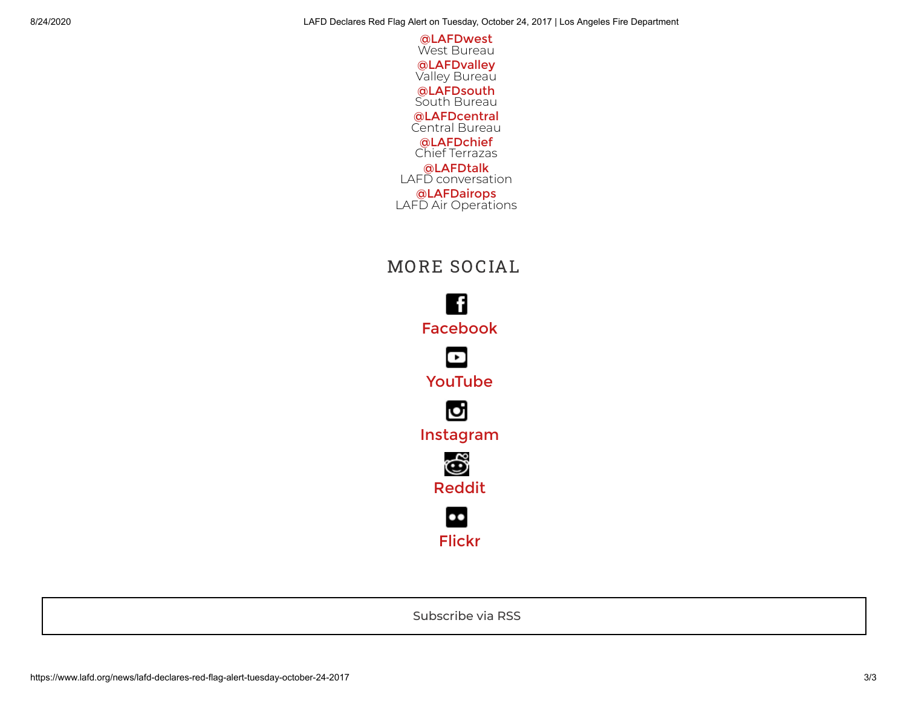@LAFDwest
West Bureau

@LAFDvalley
Valley Bureau

@LAFDsouth
South Bureau

@LAFDcentral
Central Bureau

@LAFDchief
Chief Terrazas

@LAFDtalk
LAFD conversation

@LAFDairops
LAFD Air Operations

## MORE SOCIAL

Facebook

YouTube

Instagram

Reddit

Flickr

Subscribe via RSS